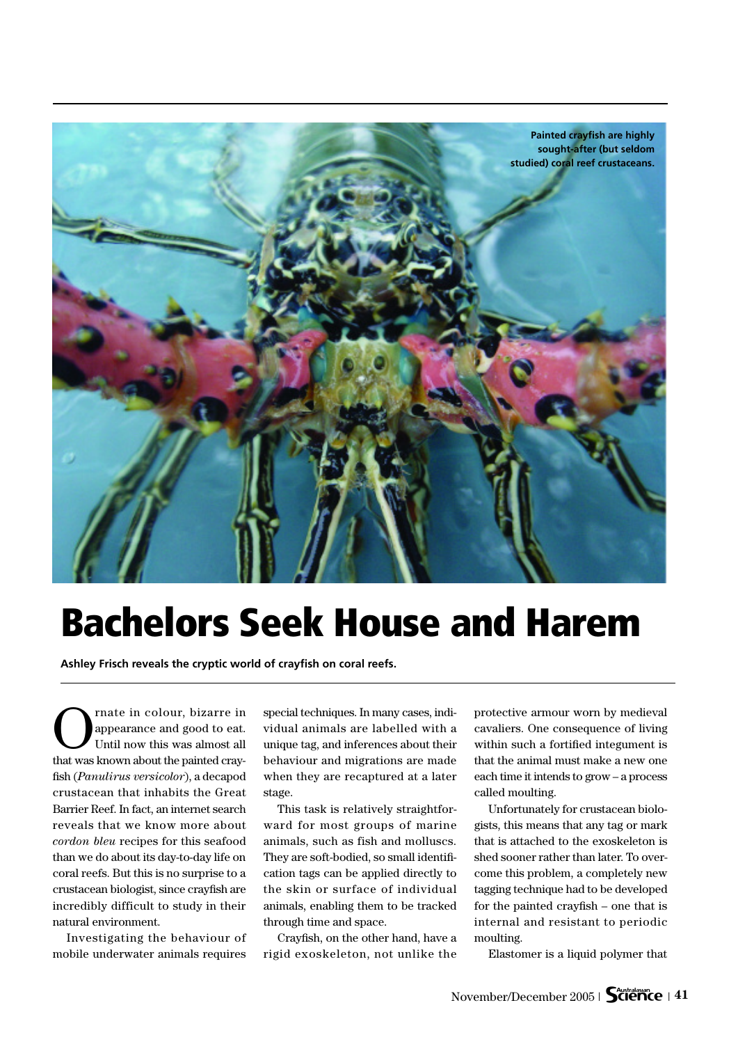Painted crayfish are highly sought-after (but seldom studied) coral reef crustaceans.

# Bachelors Seek House and Harem

**Ashley Frisch reveals the cryptic world of crayfish on coral reefs.**

Ornate in colour, bizarre in appearance and good to eat. Until now this was almost all that was known about the painted crayfish (*Panulirus versicolor*), a decapod crustacean that inhabits the Great Barrier Reef. In fact, an internet search reveals that we know more about *cordon bleu* recipes for this seafood than we do about its day-to-day life on coral reefs. But this is no surprise to a crustacean biologist, since crayfish are incredibly difficult to study in their natural environment.

Investigating the behaviour of mobile underwater animals requires special techniques. In many cases, individual animals are labelled with a unique tag, and inferences about their behaviour and migrations are made when they are recaptured at a later stage.

This task is relatively straightforward for most groups of marine animals, such as fish and molluscs. They are soft-bodied, so small identification tags can be applied directly to the skin or surface of individual animals, enabling them to be tracked through time and space.

Crayfish, on the other hand, have a rigid exoskeleton, not unlike the protective armour worn by medieval cavaliers. One consequence of living within such a fortified integument is that the animal must make a new one each time it intends to grow – a process called moulting.

Unfortunately for crustacean biologists, this means that any tag or mark that is attached to the exoskeleton is shed sooner rather than later. To overcome this problem, a completely new tagging technique had to be developed for the painted crayfish – one that is internal and resistant to periodic moulting.

Elastomer is a liquid polymer that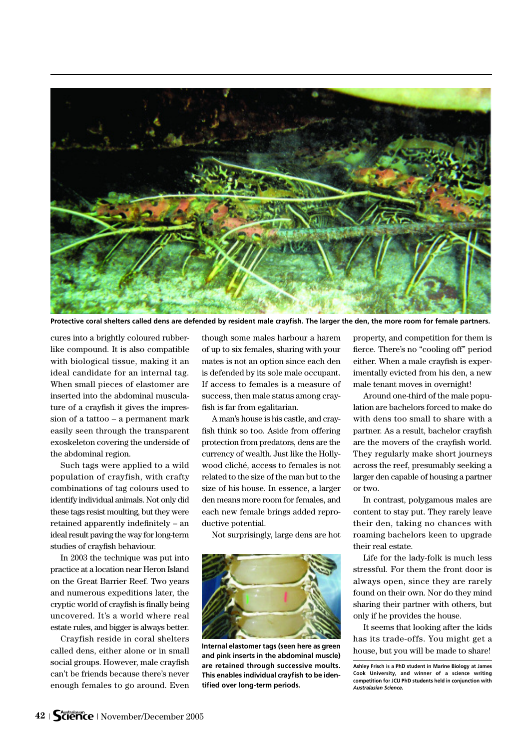Protective coral shelters called dens are defended by resident male crayfish. The larger the den, the more room for female partners.

cures into a brightly coloured rubber-like compound. It is also compatible with biological tissue, making it an ideal candidate for an internal tag. When small pieces of elastomer are inserted into the abdominal musculature of a crayfish it gives the impression of a tattoo – a permanent mark easily seen through the transparent exoskeleton covering the underside of the abdominal region.

Such tags were applied to a wild population of crayfish, with crafty combinations of tag colours used to identify individual animals. Not only did these tags resist moulting, but they were retained apparently indefinitely – an ideal result paving the way for long-term studies of crayfish behaviour.

In 2003 the technique was put into practice at a location near Heron Island on the Great Barrier Reef. Two years and numerous expeditions later, the cryptic world of crayfish is finally being uncovered. It's a world where real estate rules, and bigger is always better.

Crayfish reside in coral shelters called dens, either alone or in small social groups. However, male crayfish can't be friends because there's never enough females to go around. Even though some males harbour a harem of up to six females, sharing with your mates is not an option since each den is defended by its sole male occupant. If access to females is a measure of success, then male status among crayfish is far from egalitarian.

A man's house is his castle, and crayfish think so too. Aside from offering protection from predators, dens are the currency of wealth. Just like the Hollywood cliché, access to females is not related to the size of the man but to the size of his house. In essence, a larger den means more room for females, and each new female brings added reproductive potential.

Not surprisingly, large dens are hot property, and competition for them is fierce. There's no "cooling off" period either. When a male crayfish is experimentally evicted from his den, a new male tenant moves in overnight!

Internal elastomer tags (seen here as green and pink inserts in the abdominal muscle) are retained through successive moults. This enables individual crayfish to be identified over long-term periods.

Around one-third of the male population are bachelors forced to make do with dens too small to share with a partner. As a result, bachelor crayfish are the movers of the crayfish world. They regularly make short journeys across the reef, presumably seeking a larger den capable of housing a partner or two.

In contrast, polygamous males are content to stay put. They rarely leave their den, taking no chances with roaming bachelors keen to upgrade their real estate.

Life for the lady-folk is much less stressful. For them the front door is always open, since they are rarely found on their own. Nor do they mind sharing their partner with others, but only if he provides the house.

It seems that looking after the kids has its trade-offs. You might get a house, but you will be made to share!

**Ashley Frisch is a PhD student in Marine Biology at James Cook University, and winner of a science writing competition for JCU PhD students held in conjunction with *Australasian Science*.**